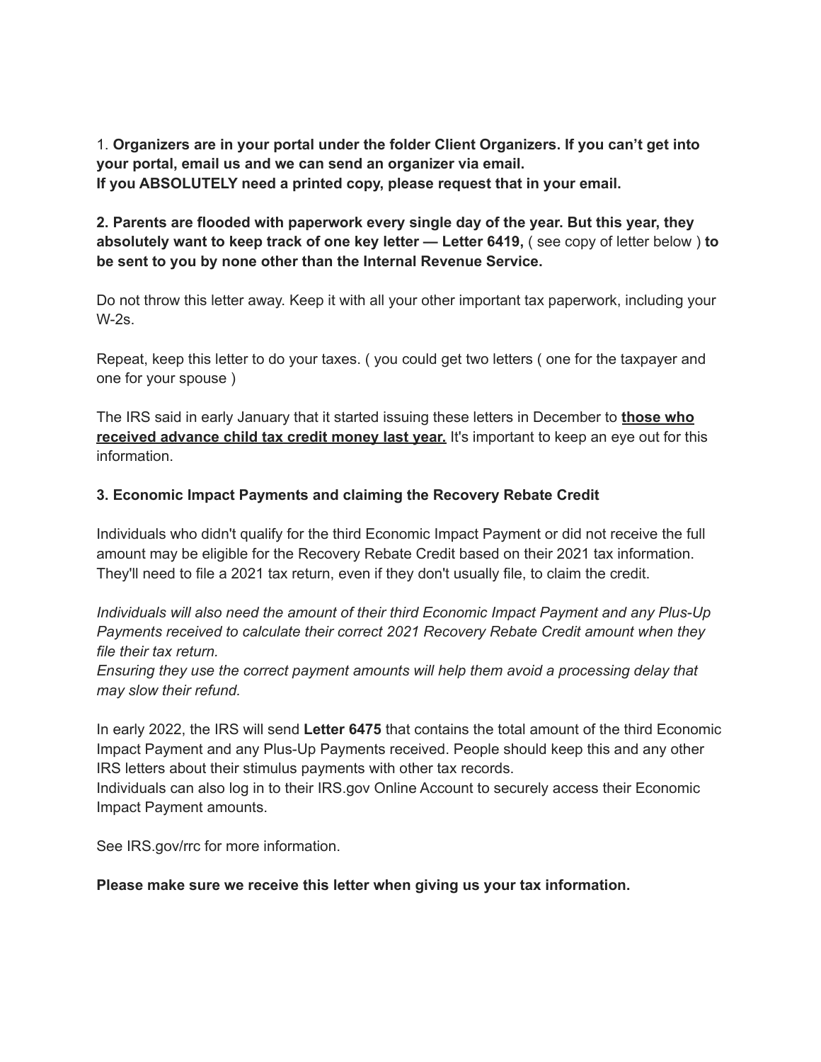1. **Organizers are in your portal under the folder Client Organizers. If you can't get into your portal, email us and we can send an organizer via email.**
**If you ABSOLUTELY need a printed copy, please request that in your email.**

**2. Parents are flooded with paperwork every single day of the year. But this year, they absolutely want to keep track of one key letter — Letter 6419,** ( see copy of letter below ) **to be sent to you by none other than the Internal Revenue Service.**

Do not throw this letter away. Keep it with all your other important tax paperwork, including your W-2s.

Repeat, keep this letter to do your taxes. ( you could get two letters ( one for the taxpayer and one for your spouse )

The IRS said in early January that it started issuing these letters in December to **<u>those who received advance child tax credit money last year.</u>** It's important to keep an eye out for this information.

**3. Economic Impact Payments and claiming the Recovery Rebate Credit**

Individuals who didn't qualify for the third Economic Impact Payment or did not receive the full amount may be eligible for the Recovery Rebate Credit based on their 2021 tax information. They'll need to file a 2021 tax return, even if they don't usually file, to claim the credit.

*Individuals will also need the amount of their third Economic Impact Payment and any Plus-Up Payments received to calculate their correct 2021 Recovery Rebate Credit amount when they file their tax return.*
*Ensuring they use the correct payment amounts will help them avoid a processing delay that may slow their refund.*

In early 2022, the IRS will send **Letter 6475** that contains the total amount of the third Economic Impact Payment and any Plus-Up Payments received. People should keep this and any other IRS letters about their stimulus payments with other tax records.
Individuals can also log in to their IRS.gov Online Account to securely access their Economic Impact Payment amounts.

See IRS.gov/rrc for more information.

**Please make sure we receive this letter when giving us your tax information.**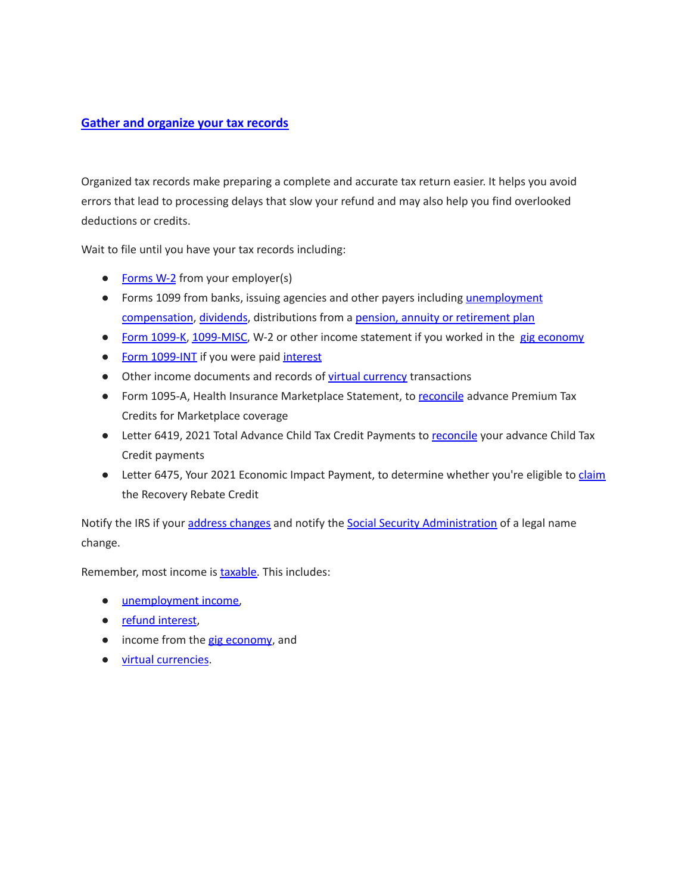## Gather and organize your tax records

Organized tax records make preparing a complete and accurate tax return easier. It helps you avoid errors that lead to processing delays that slow your refund and may also help you find overlooked deductions or credits.

Wait to file until you have your tax records including:

- Forms W-2 from your employer(s)
- Forms 1099 from banks, issuing agencies and other payers including unemployment compensation, dividends, distributions from a pension, annuity or retirement plan
- Form 1099-K, 1099-MISC, W-2 or other income statement if you worked in the gig economy
- Form 1099-INT if you were paid interest
- Other income documents and records of virtual currency transactions
- Form 1095-A, Health Insurance Marketplace Statement, to reconcile advance Premium Tax Credits for Marketplace coverage
- Letter 6419, 2021 Total Advance Child Tax Credit Payments to reconcile your advance Child Tax Credit payments
- Letter 6475, Your 2021 Economic Impact Payment, to determine whether you're eligible to claim the Recovery Rebate Credit

Notify the IRS if your address changes and notify the Social Security Administration of a legal name change.

Remember, most income is taxable. This includes:

- unemployment income,
- refund interest,
- income from the gig economy, and
- virtual currencies.